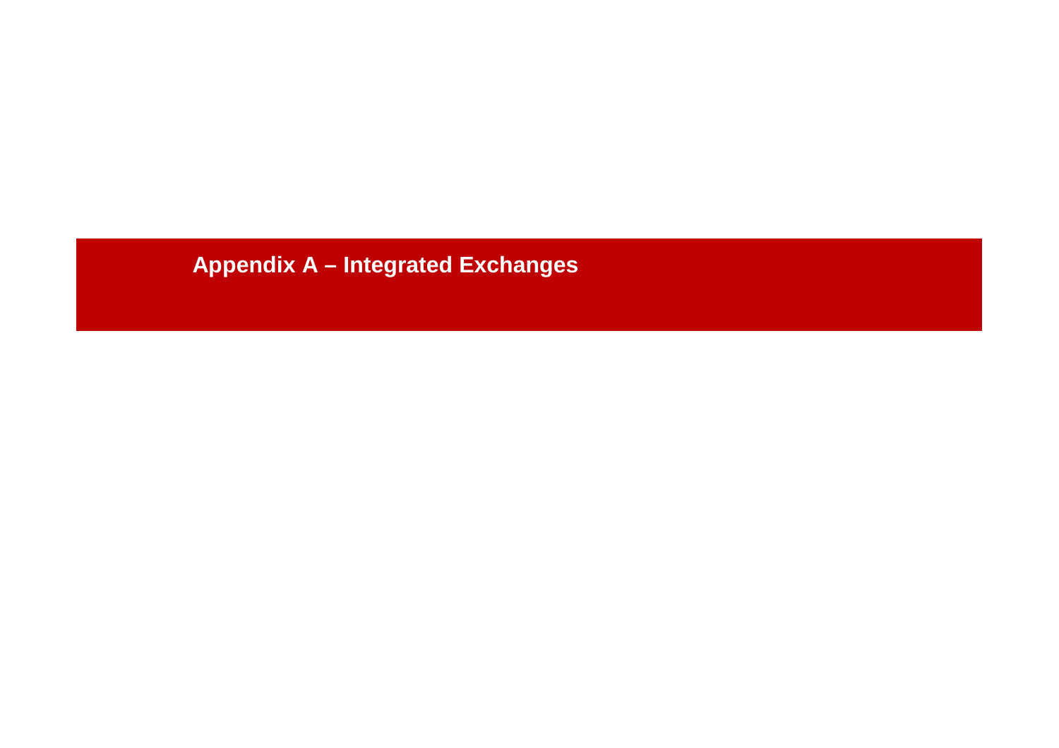# Appendix A – Integrated Exchanges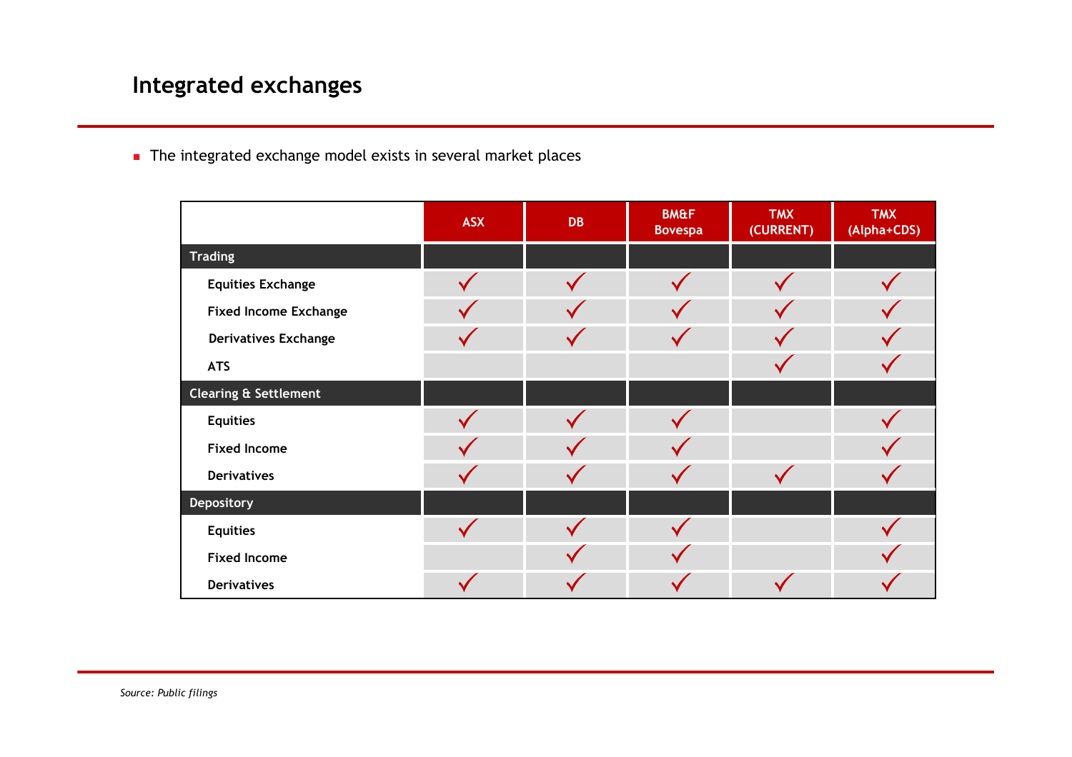# Integrated exchanges

- The integrated exchange model exists in several market places

| | ASX | DB | BM&F Bovespa | TMX (CURRENT) | TMX (Alpha+CDS) |
|---|---|---|---|---|---|
| **Trading** | | | | | |
| Equities Exchange | ✓ | ✓ | ✓ | ✓ | ✓ |
| Fixed Income Exchange | ✓ | ✓ | ✓ | ✓ | ✓ |
| Derivatives Exchange | ✓ | ✓ | ✓ | ✓ | ✓ |
| ATS | | | | ✓ | ✓ |
| **Clearing & Settlement** | | | | | |
| Equities | ✓ | ✓ | ✓ | | ✓ |
| Fixed Income | ✓ | ✓ | ✓ | | ✓ |
| Derivatives | ✓ | ✓ | ✓ | ✓ | ✓ |
| **Depository** | | | | | |
| Equities | ✓ | ✓ | ✓ | | ✓ |
| Fixed Income | | ✓ | ✓ | | ✓ |
| Derivatives | ✓ | ✓ | ✓ | ✓ | ✓ |

*Source: Public filings*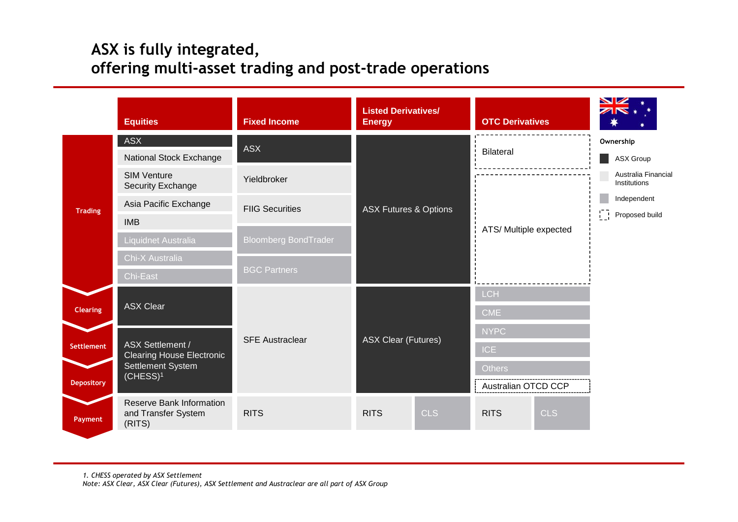# ASX is fully integrated, offering multi-asset trading and post-trade operations

| | Equities | Fixed Income | Listed Derivatives/ Energy | OTC Derivatives |
|---|---|---|---|---|
| Trading | ASX; National Stock Exchange; SIM Venture Security Exchange; Asia Pacific Exchange; IMB; Liquidnet Australia; Chi-X Australia; Chi-East | ASX; Yieldbroker; FIIG Securities; Bloomberg BondTrader; BGC Partners | ASX Futures & Options | Bilateral; ATS/ Multiple expected |
| Clearing | ASX Clear | SFE Austraclear | ASX Clear (Futures) | LCH; CME; NYPC; ICE; Others; Australian OTCD CCP |
| Settlement | ASX Settlement / Clearing House Electronic Settlement System (CHESS)[1] | SFE Austraclear | ASX Clear (Futures) | |
| Depository | ASX Settlement / Clearing House Electronic Settlement System (CHESS)[1] | SFE Austraclear | ASX Clear (Futures) | |
| Payment | Reserve Bank Information and Transfer System (RITS) | RITS | RITS; CLS | RITS; CLS |

**Ownership**

- ASX Group
- Australia Financial Institutions
- Independent
- Proposed build

1. *CHESS operated by ASX Settlement*

*Note: ASX Clear, ASX Clear (Futures), ASX Settlement and Austraclear are all part of ASX Group*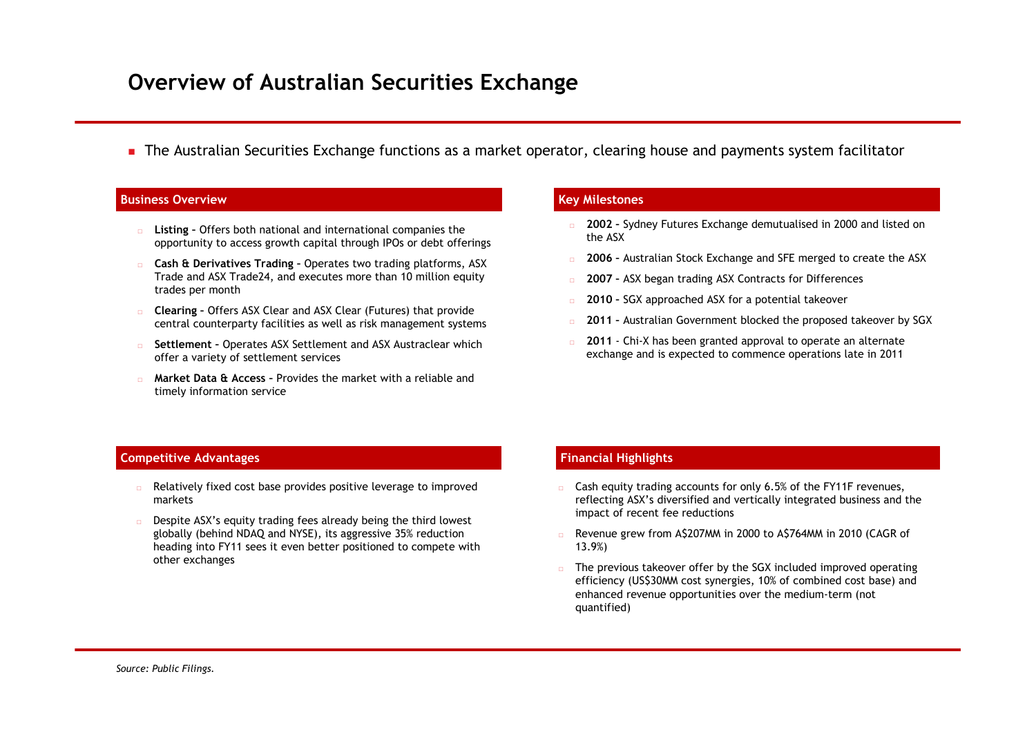# Overview of Australian Securities Exchange

- The Australian Securities Exchange functions as a market operator, clearing house and payments system facilitator

## Business Overview

- **Listing –** Offers both national and international companies the opportunity to access growth capital through IPOs or debt offerings
- **Cash & Derivatives Trading –** Operates two trading platforms, ASX Trade and ASX Trade24, and executes more than 10 million equity trades per month
- **Clearing –** Offers ASX Clear and ASX Clear (Futures) that provide central counterparty facilities as well as risk management systems
- **Settlement –** Operates ASX Settlement and ASX Austraclear which offer a variety of settlement services
- **Market Data & Access –** Provides the market with a reliable and timely information service

## Key Milestones

- **2002 –** Sydney Futures Exchange demutualised in 2000 and listed on the ASX
- **2006 –** Australian Stock Exchange and SFE merged to create the ASX
- **2007 –** ASX began trading ASX Contracts for Differences
- **2010 –** SGX approached ASX for a potential takeover
- **2011 –** Australian Government blocked the proposed takeover by SGX
- **2011** - Chi-X has been granted approval to operate an alternate exchange and is expected to commence operations late in 2011

## Competitive Advantages

- Relatively fixed cost base provides positive leverage to improved markets
- Despite ASX's equity trading fees already being the third lowest globally (behind NDAQ and NYSE), its aggressive 35% reduction heading into FY11 sees it even better positioned to compete with other exchanges

## Financial Highlights

- Cash equity trading accounts for only 6.5% of the FY11F revenues, reflecting ASX's diversified and vertically integrated business and the impact of recent fee reductions
- Revenue grew from A$207MM in 2000 to A$764MM in 2010 (CAGR of 13.9%)
- The previous takeover offer by the SGX included improved operating efficiency (US$30MM cost synergies, 10% of combined cost base) and enhanced revenue opportunities over the medium-term (not quantified)

*Source: Public Filings.*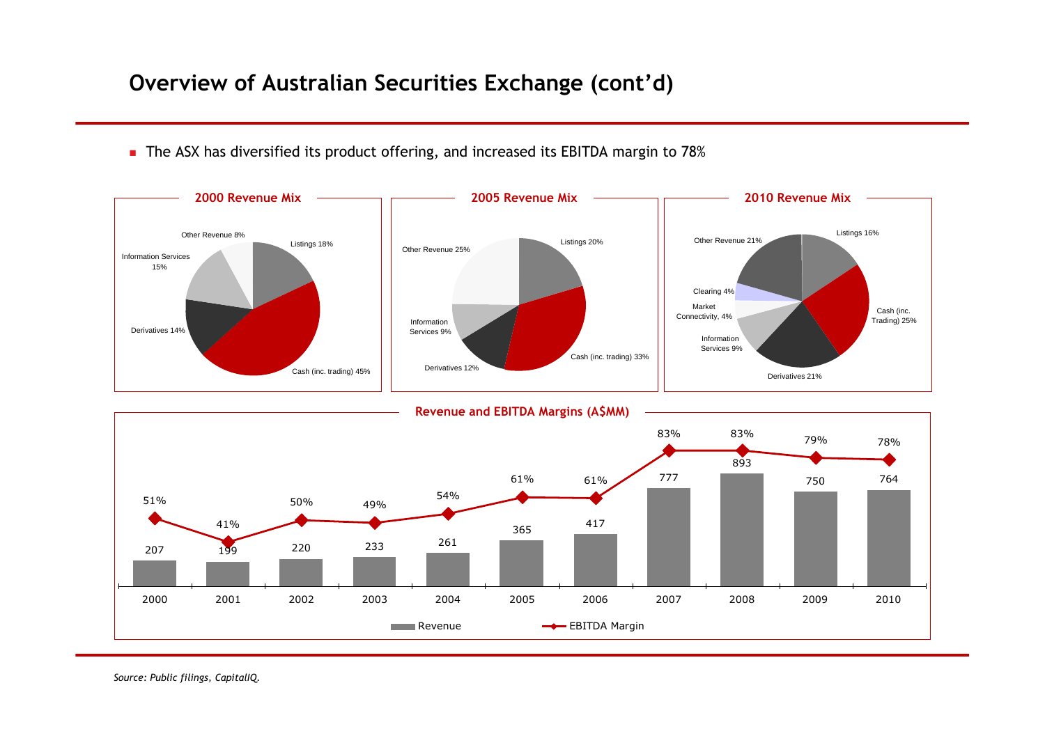# Overview of Australian Securities Exchange (cont'd)

- The ASX has diversified its product offering, and increased its EBITDA margin to 78%

**2000 Revenue Mix**

| Segment | Share |
|---|---|
| Listings | 18% |
| Cash (inc. trading) | 45% |
| Derivatives | 14% |
| Information Services | 15% |
| Other Revenue | 8% |

**2005 Revenue Mix**

| Segment | Share |
|---|---|
| Listings | 20% |
| Cash (inc. trading) | 33% |
| Derivatives | 12% |
| Information Services | 9% |
| Other Revenue | 25% |

**2010 Revenue Mix**

| Segment | Share |
|---|---|
| Listings | 16% |
| Cash (inc. Trading) | 25% |
| Derivatives | 21% |
| Information Services | 9% |
| Market Connectivity | 4% |
| Clearing | 4% |
| Other Revenue | 21% |

**Revenue and EBITDA Margins (A$MM)**

| | 2000 | 2001 | 2002 | 2003 | 2004 | 2005 | 2006 | 2007 | 2008 | 2009 | 2010 |
|---|---|---|---|---|---|---|---|---|---|---|---|
| Revenue | 207 | 199 | 220 | 233 | 261 | 365 | 417 | 777 | 893 | 750 | 764 |
| EBITDA Margin | 51% | 41% | 50% | 49% | 54% | 61% | 61% | 83% | 83% | 79% | 78% |

*Source: Public filings, CapitalIQ.*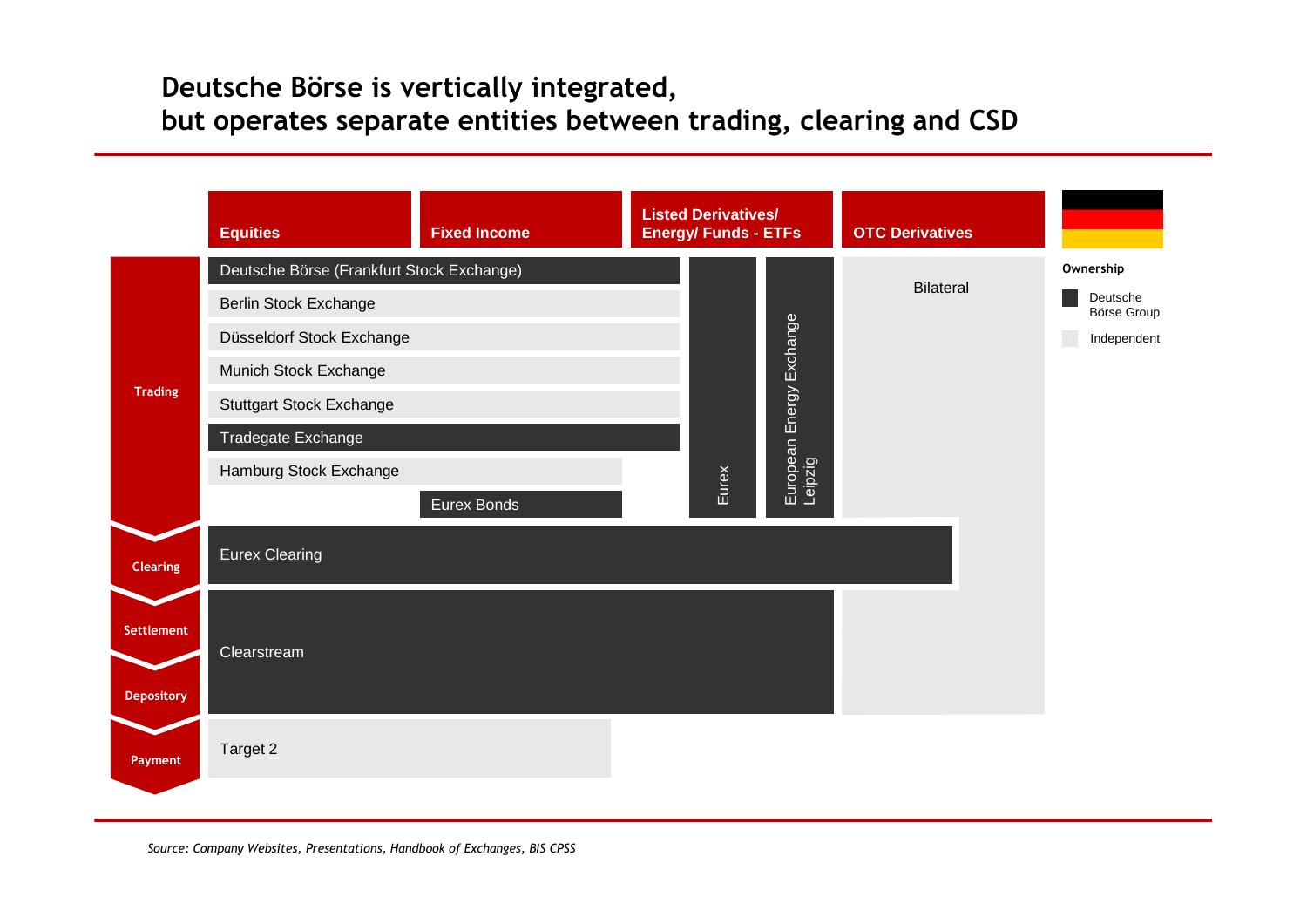# Deutsche Börse is vertically integrated, but operates separate entities between trading, clearing and CSD

| | Equities | Fixed Income | Listed Derivatives/ Energy/ Funds - ETFs | | OTC Derivatives |
|---|---|---|---|---|---|
| Trading | Deutsche Börse (Frankfurt Stock Exchange) | Deutsche Börse (Frankfurt Stock Exchange) | Eurex | European Energy Exchange Leipzig | Bilateral |
| | Berlin Stock Exchange | Berlin Stock Exchange | | | |
| | Düsseldorf Stock Exchange | Düsseldorf Stock Exchange | | | |
| | Munich Stock Exchange | Munich Stock Exchange | | | |
| | Stuttgart Stock Exchange | Stuttgart Stock Exchange | | | |
| | Tradegate Exchange | Tradegate Exchange | | | |
| | Hamburg Stock Exchange | Hamburg Stock Exchange | | | |
| | | Eurex Bonds | | | |
| Clearing | Eurex Clearing | Eurex Clearing | Eurex Clearing | Eurex Clearing | Eurex Clearing |
| Settlement / Depository | Clearstream | Clearstream | Clearstream | Clearstream | Bilateral |
| Payment | Target 2 | Target 2 | | | |

**Ownership**

- Deutsche Börse Group: Deutsche Börse (Frankfurt Stock Exchange), Tradegate Exchange, Eurex Bonds, Eurex, European Energy Exchange Leipzig, Eurex Clearing, Clearstream
- Independent: Berlin Stock Exchange, Düsseldorf Stock Exchange, Munich Stock Exchange, Stuttgart Stock Exchange, Hamburg Stock Exchange, Bilateral, Target 2

*Source: Company Websites, Presentations, Handbook of Exchanges, BIS CPSS*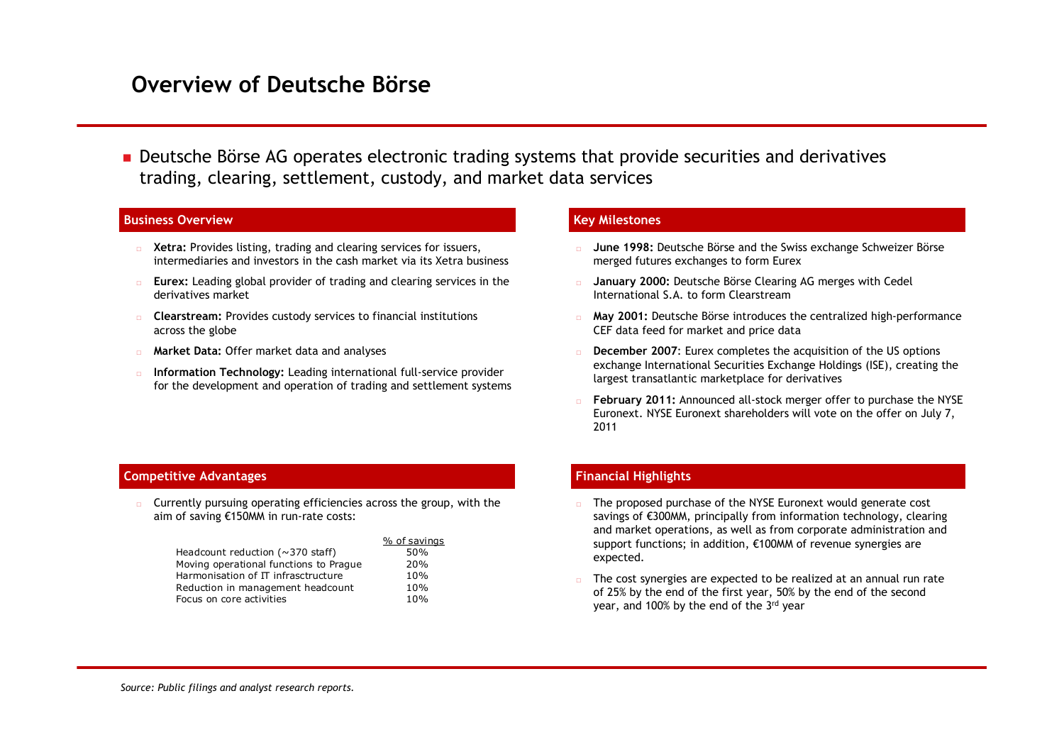# Overview of Deutsche Börse

- Deutsche Börse AG operates electronic trading systems that provide securities and derivatives trading, clearing, settlement, custody, and market data services

## Business Overview

- **Xetra:** Provides listing, trading and clearing services for issuers, intermediaries and investors in the cash market via its Xetra business
- **Eurex:** Leading global provider of trading and clearing services in the derivatives market
- **Clearstream:** Provides custody services to financial institutions across the globe
- **Market Data:** Offer market data and analyses
- **Information Technology:** Leading international full-service provider for the development and operation of trading and settlement systems

## Key Milestones

- **June 1998:** Deutsche Börse and the Swiss exchange Schweizer Börse merged futures exchanges to form Eurex
- **January 2000:** Deutsche Börse Clearing AG merges with Cedel International S.A. to form Clearstream
- **May 2001:** Deutsche Börse introduces the centralized high-performance CEF data feed for market and price data
- **December 2007**: Eurex completes the acquisition of the US options exchange International Securities Exchange Holdings (ISE), creating the largest transatlantic marketplace for derivatives
- **February 2011:** Announced all-stock merger offer to purchase the NYSE Euronext. NYSE Euronext shareholders will vote on the offer on July 7, 2011

## Competitive Advantages

- Currently pursuing operating efficiencies across the group, with the aim of saving €150MM in run-rate costs:

| | % of savings |
|---|---|
| Headcount reduction (~370 staff) | 50% |
| Moving operational functions to Prague | 20% |
| Harmonisation of IT infrasctructure | 10% |
| Reduction in management headcount | 10% |
| Focus on core activities | 10% |

## Financial Highlights

- The proposed purchase of the NYSE Euronext would generate cost savings of €300MM, principally from information technology, clearing and market operations, as well as from corporate administration and support functions; in addition, €100MM of revenue synergies are expected.
- The cost synergies are expected to be realized at an annual run rate of 25% by the end of the first year, 50% by the end of the second year, and 100% by the end of the 3rd year

*Source: Public filings and analyst research reports.*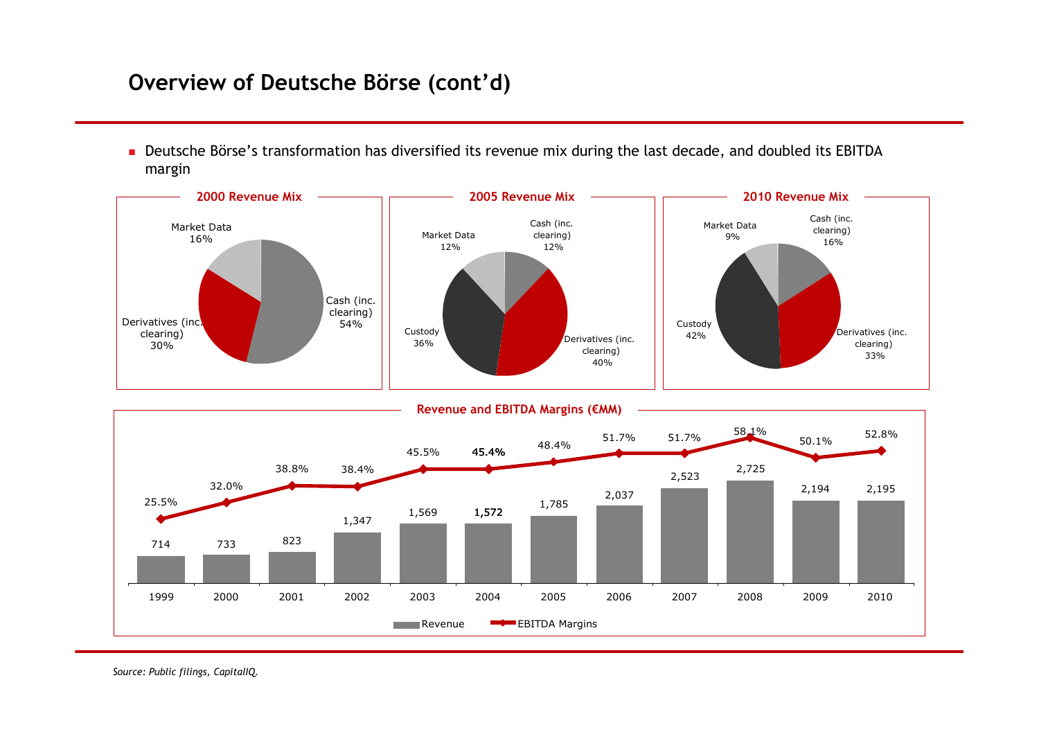# Overview of Deutsche Börse (cont'd)

- Deutsche Börse's transformation has diversified its revenue mix during the last decade, and doubled its EBITDA margin

**2000 Revenue Mix**

| Segment | Share |
|---|---|
| Cash (inc. clearing) | 54% |
| Derivatives (inc. clearing) | 30% |
| Market Data | 16% |

**2005 Revenue Mix**

| Segment | Share |
|---|---|
| Cash (inc. clearing) | 12% |
| Derivatives (inc. clearing) | 40% |
| Custody | 36% |
| Market Data | 12% |

**2010 Revenue Mix**

| Segment | Share |
|---|---|
| Cash (inc. clearing) | 16% |
| Derivatives (inc. clearing) | 33% |
| Custody | 42% |
| Market Data | 9% |

**Revenue and EBITDA Margins (€MM)**

| | 1999 | 2000 | 2001 | 2002 | 2003 | 2004 | 2005 | 2006 | 2007 | 2008 | 2009 | 2010 |
|---|---|---|---|---|---|---|---|---|---|---|---|---|
| Revenue | 714 | 733 | 823 | 1,347 | 1,569 | 1,572 | 1,785 | 2,037 | 2,523 | 2,725 | 2,194 | 2,195 |
| EBITDA Margins | 25.5% | 32.0% | 38.8% | 38.4% | 45.5% | 45.4% | 48.4% | 51.7% | 51.7% | 58.1% | 50.1% | 52.8% |

*Source: Public filings, CapitalIQ.*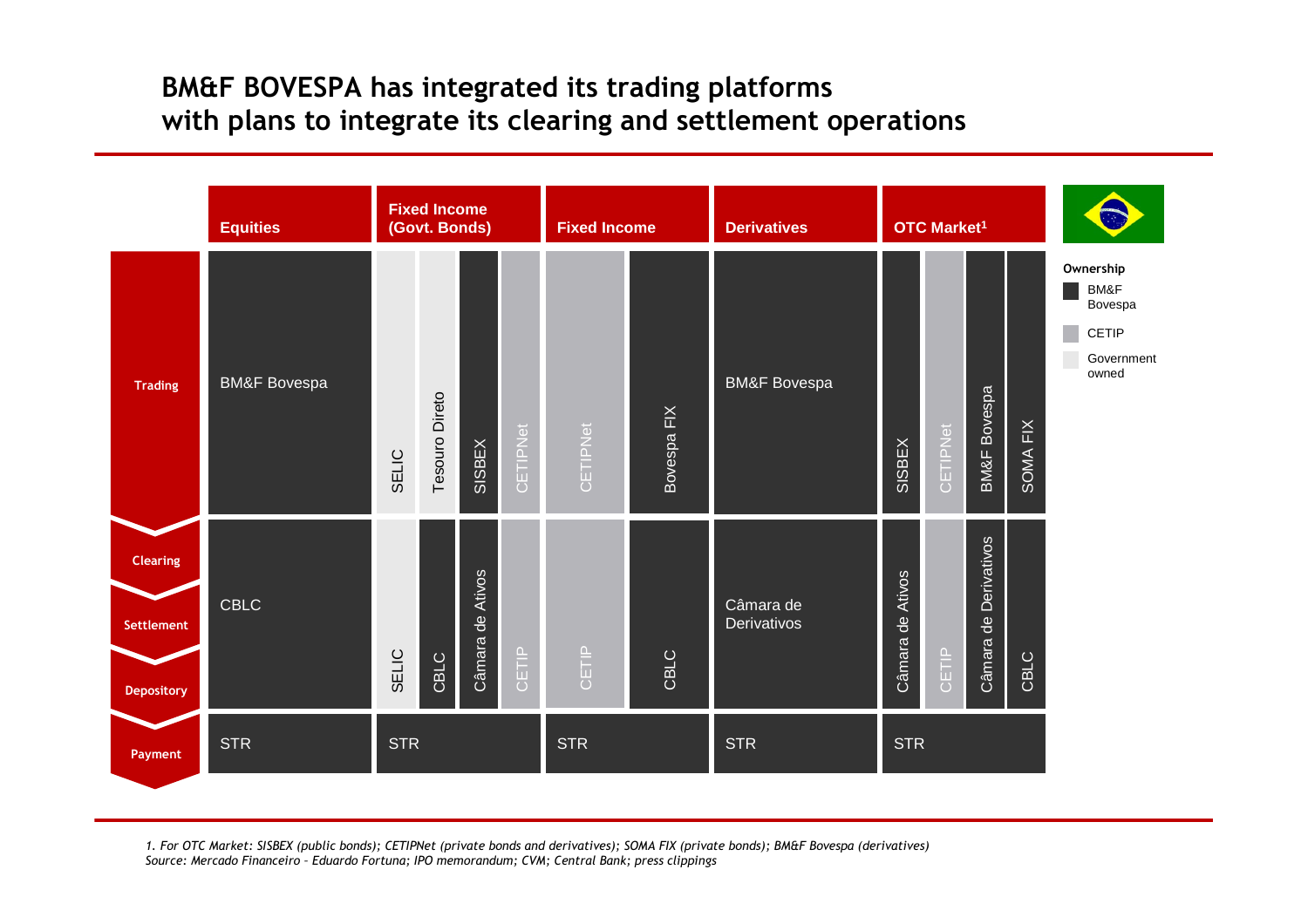# BM&F BOVESPA has integrated its trading platforms with plans to integrate its clearing and settlement operations

| | Equities | Fixed Income (Govt. Bonds) | | | | Fixed Income | | Derivatives | OTC Market[1] | | | |
|---|---|---|---|---|---|---|---|---|---|---|---|---|
| Trading | BM&F Bovespa | SELIC | Tesouro Direto | SISBEX | CETIPNet | CETIPNet | Bovespa FIX | BM&F Bovespa | SISBEX | CETIPNet | BM&F Bovespa | SOMA FIX |
| Clearing / Settlement / Depository | CBLC | SELIC | CBLC | Câmara de Ativos | CETIP | CETIP | CBLC | Câmara de Derivativos | Câmara de Ativos | CETIP | Câmara de Derivativos | CBLC |
| Payment | STR | STR | | | | STR | | STR | STR | | | |

**Ownership**
- BM&F Bovespa
- CETIP
- Government owned

*1. For OTC Market: SISBEX (public bonds); CETIPNet (private bonds and derivatives); SOMA FIX (private bonds); BM&F Bovespa (derivatives)*
*Source: Mercado Financeiro – Eduardo Fortuna; IPO memorandum; CVM; Central Bank; press clippings*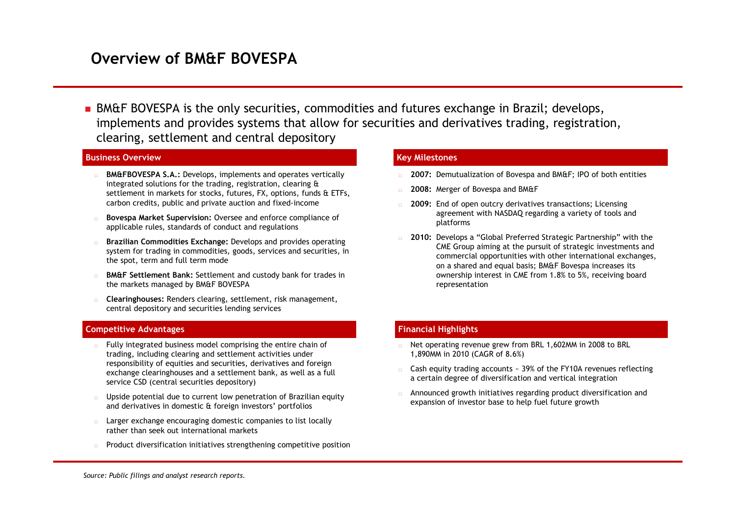# Overview of BM&F BOVESPA

- BM&F BOVESPA is the only securities, commodities and futures exchange in Brazil; develops, implements and provides systems that allow for securities and derivatives trading, registration, clearing, settlement and central depository

## Business Overview

- **BM&FBOVESPA S.A.:** Develops, implements and operates vertically integrated solutions for the trading, registration, clearing & settlement in markets for stocks, futures, FX, options, funds & ETFs, carbon credits, public and private auction and fixed-income
- **Bovespa Market Supervision:** Oversee and enforce compliance of applicable rules, standards of conduct and regulations
- **Brazilian Commodities Exchange:** Develops and provides operating system for trading in commodities, goods, services and securities, in the spot, term and full term mode
- **BM&F Settlement Bank:** Settlement and custody bank for trades in the markets managed by BM&F BOVESPA
- **Clearinghouses:** Renders clearing, settlement, risk management, central depository and securities lending services

## Competitive Advantages

- Fully integrated business model comprising the entire chain of trading, including clearing and settlement activities under responsibility of equities and securities, derivatives and foreign exchange clearinghouses and a settlement bank, as well as a full service CSD (central securities depository)
- Upside potential due to current low penetration of Brazilian equity and derivatives in domestic & foreign investors' portfolios
- Larger exchange encouraging domestic companies to list locally rather than seek out international markets
- Product diversification initiatives strengthening competitive position

## Key Milestones

- **2007:** Demutualization of Bovespa and BM&F; IPO of both entities
- **2008:** Merger of Bovespa and BM&F
- **2009:** End of open outcry derivatives transactions; Licensing agreement with NASDAQ regarding a variety of tools and platforms
- **2010:** Develops a "Global Preferred Strategic Partnership" with the CME Group aiming at the pursuit of strategic investments and commercial opportunities with other international exchanges, on a shared and equal basis; BM&F Bovespa increases its ownership interest in CME from 1.8% to 5%, receiving board representation

## Financial Highlights

- Net operating revenue grew from BRL 1,602MM in 2008 to BRL 1,890MM in 2010 (CAGR of 8.6%)
- Cash equity trading accounts ~ 39% of the FY10A revenues reflecting a certain degree of diversification and vertical integration
- Announced growth initiatives regarding product diversification and expansion of investor base to help fuel future growth

*Source: Public filings and analyst research reports.*